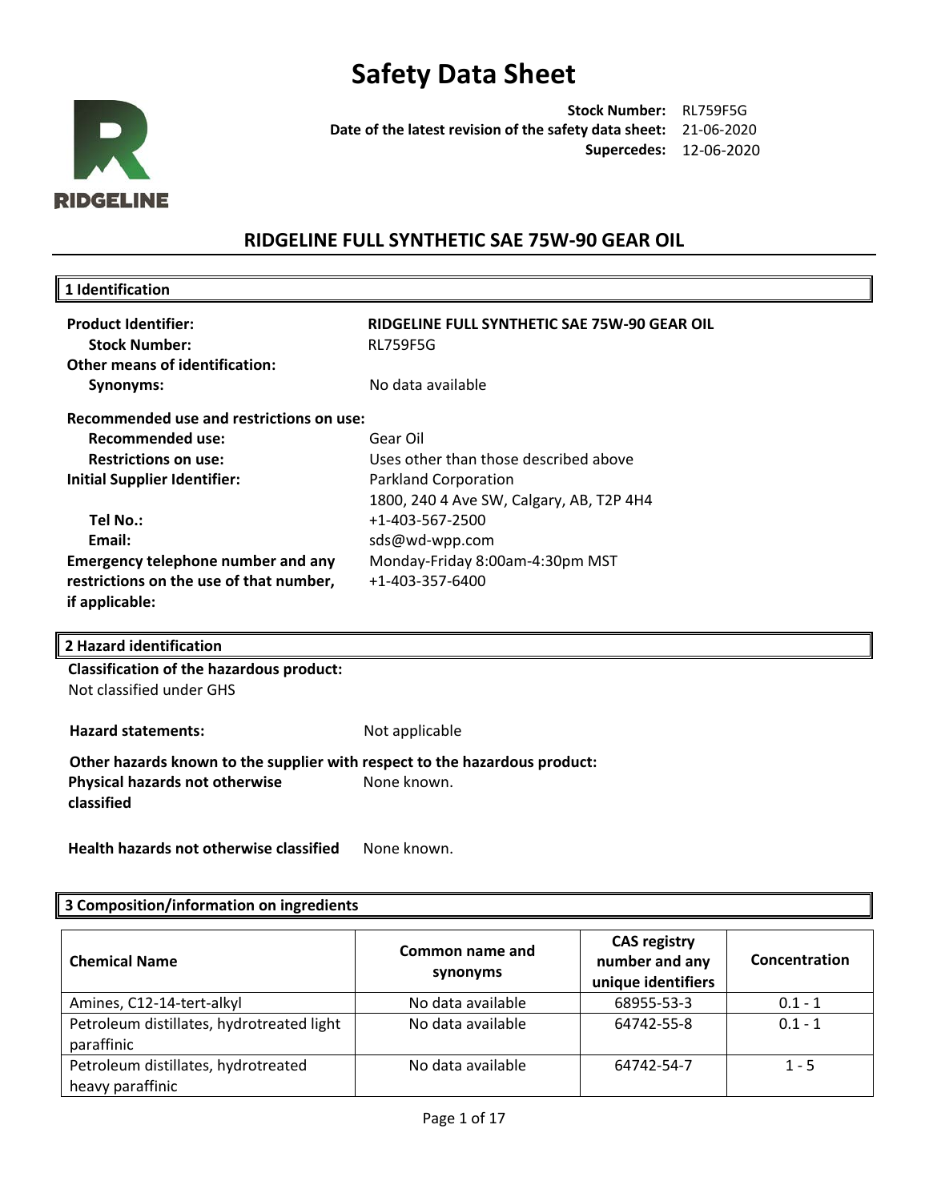# Safety Data Sheet

**Stock Number:** RL759F5G
**Date of the latest revision of the safety data sheet:** 21-06-2020
**Supercedes:** 12-06-2020

RIDGELINE

## RIDGELINE FULL SYNTHETIC SAE 75W-90 GEAR OIL

### 1 Identification

**Product Identifier:** **RIDGELINE FULL SYNTHETIC SAE 75W-90 GEAR OIL**
**Stock Number:** RL759F5G
**Other means of identification:**
**Synonyms:** No data available

**Recommended use and restrictions on use:**
**Recommended use:** Gear Oil
**Restrictions on use:** Uses other than those described above
**Initial Supplier Identifier:** Parkland Corporation
1800, 240 4 Ave SW, Calgary, AB, T2P 4H4
**Tel No.:** +1-403-567-2500
**Email:** sds@wd-wpp.com
**Emergency telephone number and any restrictions on the use of that number, if applicable:** Monday-Friday 8:00am-4:30pm MST
+1-403-357-6400

### 2 Hazard identification

**Classification of the hazardous product:**
Not classified under GHS

**Hazard statements:** Not applicable

**Other hazards known to the supplier with respect to the hazardous product:**
**Physical hazards not otherwise classified** None known.

**Health hazards not otherwise classified** None known.

### 3 Composition/information on ingredients

| Chemical Name | Common name and synonyms | CAS registry number and any unique identifiers | Concentration |
|---|---|---|---|
| Amines, C12-14-tert-alkyl | No data available | 68955-53-3 | 0.1 - 1 |
| Petroleum distillates, hydrotreated light paraffinic | No data available | 64742-55-8 | 0.1 - 1 |
| Petroleum distillates, hydrotreated heavy paraffinic | No data available | 64742-54-7 | 1 - 5 |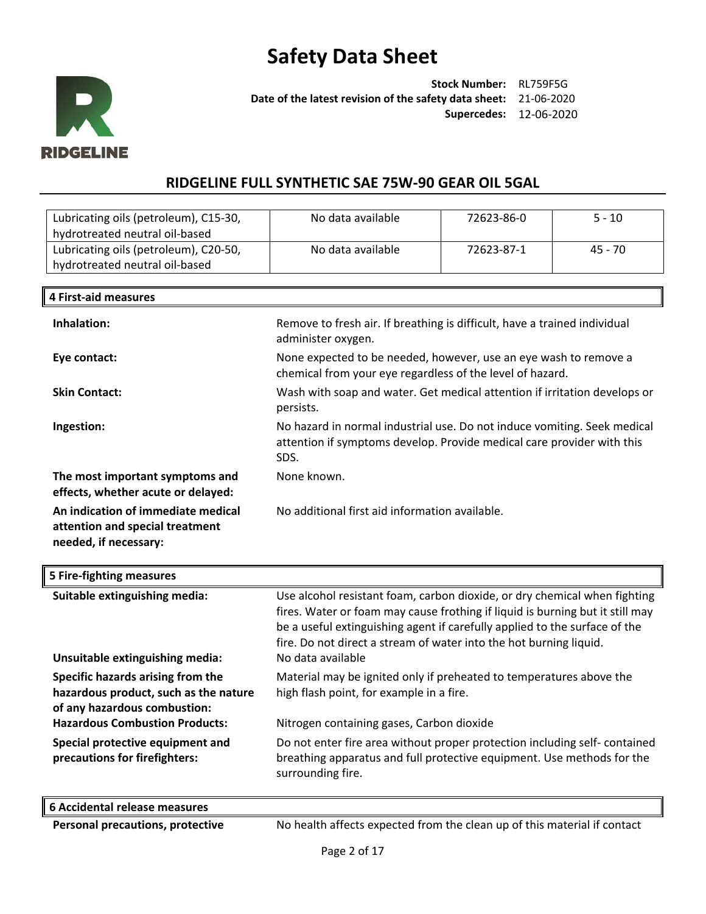# Safety Data Sheet

**Stock Number:** RL759F5G
**Date of the latest revision of the safety data sheet:** 21-06-2020
**Supercedes:** 12-06-2020

## RIDGELINE FULL SYNTHETIC SAE 75W-90 GEAR OIL 5GAL

| | | | |
|---|---|---|---|
| Lubricating oils (petroleum), C15-30, hydrotreated neutral oil-based | No data available | 72623-86-0 | 5 - 10 |
| Lubricating oils (petroleum), C20-50, hydrotreated neutral oil-based | No data available | 72623-87-1 | 45 - 70 |

## 4 First-aid measures

**Inhalation:** Remove to fresh air. If breathing is difficult, have a trained individual administer oxygen.

**Eye contact:** None expected to be needed, however, use an eye wash to remove a chemical from your eye regardless of the level of hazard.

**Skin Contact:** Wash with soap and water. Get medical attention if irritation develops or persists.

**Ingestion:** No hazard in normal industrial use. Do not induce vomiting. Seek medical attention if symptoms develop. Provide medical care provider with this SDS.

**The most important symptoms and effects, whether acute or delayed:** None known.

**An indication of immediate medical attention and special treatment needed, if necessary:** No additional first aid information available.

## 5 Fire-fighting measures

**Suitable extinguishing media:** Use alcohol resistant foam, carbon dioxide, or dry chemical when fighting fires. Water or foam may cause frothing if liquid is burning but it still may be a useful extinguishing agent if carefully applied to the surface of the fire. Do not direct a stream of water into the hot burning liquid.

**Unsuitable extinguishing media:** No data available

**Specific hazards arising from the hazardous product, such as the nature of any hazardous combustion:** Material may be ignited only if preheated to temperatures above the high flash point, for example in a fire.

**Hazardous Combustion Products:** Nitrogen containing gases, Carbon dioxide

**Special protective equipment and precautions for firefighters:** Do not enter fire area without proper protection including self- contained breathing apparatus and full protective equipment. Use methods for the surrounding fire.

## 6 Accidental release measures

**Personal precautions, protective** No health affects expected from the clean up of this material if contact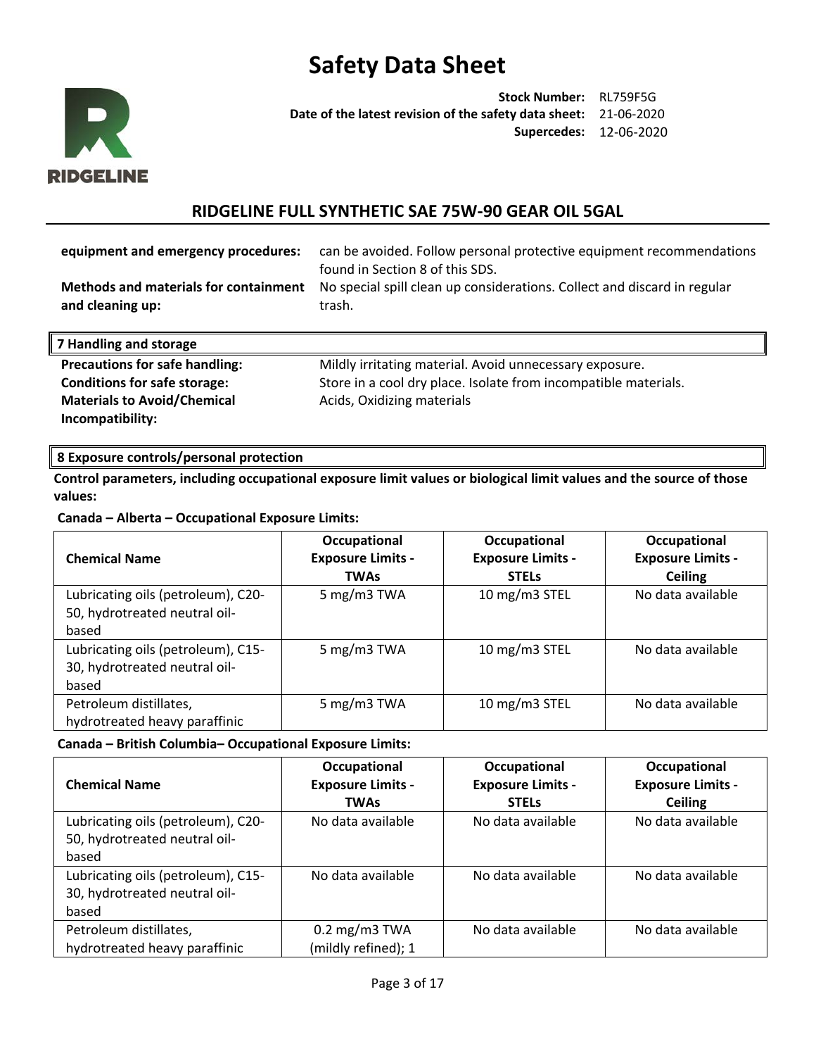# Safety Data Sheet

**Stock Number:** RL759F5G
**Date of the latest revision of the safety data sheet:** 21-06-2020
**Supercedes:** 12-06-2020

## RIDGELINE FULL SYNTHETIC SAE 75W-90 GEAR OIL 5GAL

**equipment and emergency procedures:** can be avoided. Follow personal protective equipment recommendations found in Section 8 of this SDS.

**Methods and materials for containment and cleaning up:** No special spill clean up considerations. Collect and discard in regular trash.

### 7 Handling and storage

**Precautions for safe handling:** Mildly irritating material. Avoid unnecessary exposure.

**Conditions for safe storage:** Store in a cool dry place. Isolate from incompatible materials.

**Materials to Avoid/Chemical Incompatibility:** Acids, Oxidizing materials

### 8 Exposure controls/personal protection

**Control parameters, including occupational exposure limit values or biological limit values and the source of those values:**

**Canada – Alberta – Occupational Exposure Limits:**

| Chemical Name | Occupational Exposure Limits - TWAs | Occupational Exposure Limits - STELs | Occupational Exposure Limits - Ceiling |
|---|---|---|---|
| Lubricating oils (petroleum), C20-50, hydrotreated neutral oil-based | 5 mg/m3 TWA | 10 mg/m3 STEL | No data available |
| Lubricating oils (petroleum), C15-30, hydrotreated neutral oil-based | 5 mg/m3 TWA | 10 mg/m3 STEL | No data available |
| Petroleum distillates, hydrotreated heavy paraffinic | 5 mg/m3 TWA | 10 mg/m3 STEL | No data available |

**Canada – British Columbia– Occupational Exposure Limits:**

| Chemical Name | Occupational Exposure Limits - TWAs | Occupational Exposure Limits - STELs | Occupational Exposure Limits - Ceiling |
|---|---|---|---|
| Lubricating oils (petroleum), C20-50, hydrotreated neutral oil-based | No data available | No data available | No data available |
| Lubricating oils (petroleum), C15-30, hydrotreated neutral oil-based | No data available | No data available | No data available |
| Petroleum distillates, hydrotreated heavy paraffinic | 0.2 mg/m3 TWA (mildly refined); 1 | No data available | No data available |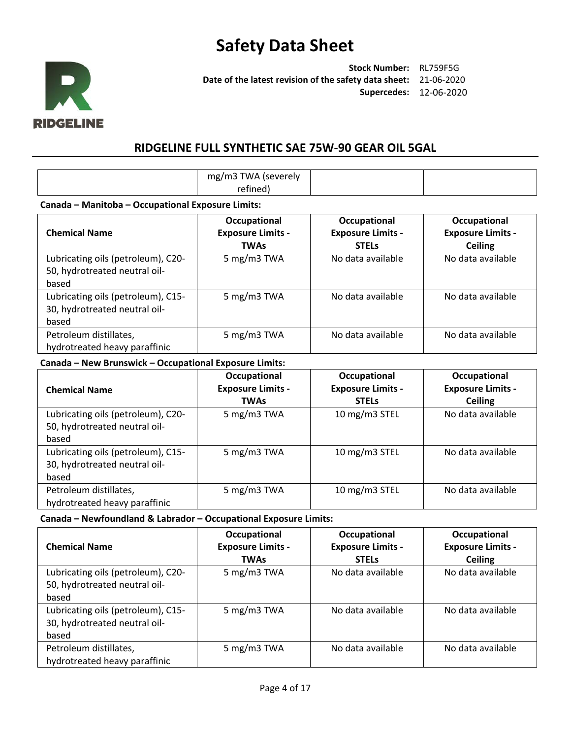|  | mg/m3 TWA (severely refined) |  |  |
|---|---|---|---|

**Canada – Manitoba – Occupational Exposure Limits:**

| Chemical Name | Occupational Exposure Limits - TWAs | Occupational Exposure Limits - STELs | Occupational Exposure Limits - Ceiling |
|---|---|---|---|
| Lubricating oils (petroleum), C20-50, hydrotreated neutral oil-based | 5 mg/m3 TWA | No data available | No data available |
| Lubricating oils (petroleum), C15-30, hydrotreated neutral oil-based | 5 mg/m3 TWA | No data available | No data available |
| Petroleum distillates, hydrotreated heavy paraffinic | 5 mg/m3 TWA | No data available | No data available |

**Canada – New Brunswick – Occupational Exposure Limits:**

| Chemical Name | Occupational Exposure Limits - TWAs | Occupational Exposure Limits - STELs | Occupational Exposure Limits - Ceiling |
|---|---|---|---|
| Lubricating oils (petroleum), C20-50, hydrotreated neutral oil-based | 5 mg/m3 TWA | 10 mg/m3 STEL | No data available |
| Lubricating oils (petroleum), C15-30, hydrotreated neutral oil-based | 5 mg/m3 TWA | 10 mg/m3 STEL | No data available |
| Petroleum distillates, hydrotreated heavy paraffinic | 5 mg/m3 TWA | 10 mg/m3 STEL | No data available |

**Canada – Newfoundland & Labrador – Occupational Exposure Limits:**

| Chemical Name | Occupational Exposure Limits - TWAs | Occupational Exposure Limits - STELs | Occupational Exposure Limits - Ceiling |
|---|---|---|---|
| Lubricating oils (petroleum), C20-50, hydrotreated neutral oil-based | 5 mg/m3 TWA | No data available | No data available |
| Lubricating oils (petroleum), C15-30, hydrotreated neutral oil-based | 5 mg/m3 TWA | No data available | No data available |
| Petroleum distillates, hydrotreated heavy paraffinic | 5 mg/m3 TWA | No data available | No data available |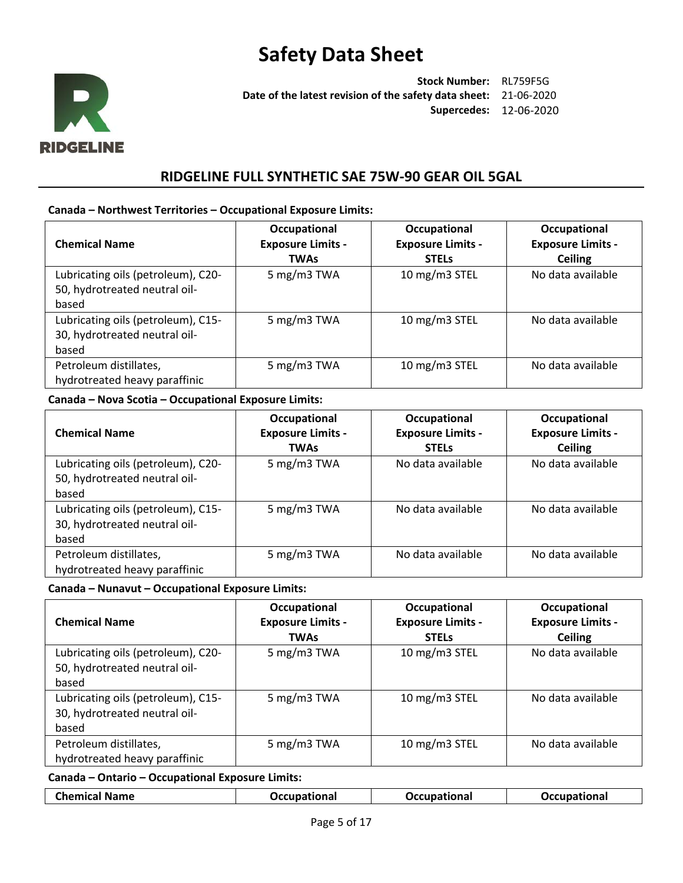**Canada – Northwest Territories – Occupational Exposure Limits:**

| Chemical Name | Occupational Exposure Limits - TWAs | Occupational Exposure Limits - STELs | Occupational Exposure Limits - Ceiling |
|---|---|---|---|
| Lubricating oils (petroleum), C20-50, hydrotreated neutral oil-based | 5 mg/m3 TWA | 10 mg/m3 STEL | No data available |
| Lubricating oils (petroleum), C15-30, hydrotreated neutral oil-based | 5 mg/m3 TWA | 10 mg/m3 STEL | No data available |
| Petroleum distillates, hydrotreated heavy paraffinic | 5 mg/m3 TWA | 10 mg/m3 STEL | No data available |

**Canada – Nova Scotia – Occupational Exposure Limits:**

| Chemical Name | Occupational Exposure Limits - TWAs | Occupational Exposure Limits - STELs | Occupational Exposure Limits - Ceiling |
|---|---|---|---|
| Lubricating oils (petroleum), C20-50, hydrotreated neutral oil-based | 5 mg/m3 TWA | No data available | No data available |
| Lubricating oils (petroleum), C15-30, hydrotreated neutral oil-based | 5 mg/m3 TWA | No data available | No data available |
| Petroleum distillates, hydrotreated heavy paraffinic | 5 mg/m3 TWA | No data available | No data available |

**Canada – Nunavut – Occupational Exposure Limits:**

| Chemical Name | Occupational Exposure Limits - TWAs | Occupational Exposure Limits - STELs | Occupational Exposure Limits - Ceiling |
|---|---|---|---|
| Lubricating oils (petroleum), C20-50, hydrotreated neutral oil-based | 5 mg/m3 TWA | 10 mg/m3 STEL | No data available |
| Lubricating oils (petroleum), C15-30, hydrotreated neutral oil-based | 5 mg/m3 TWA | 10 mg/m3 STEL | No data available |
| Petroleum distillates, hydrotreated heavy paraffinic | 5 mg/m3 TWA | 10 mg/m3 STEL | No data available |

**Canada – Ontario – Occupational Exposure Limits:**

| Chemical Name | Occupational | Occupational | Occupational |
|---|---|---|---|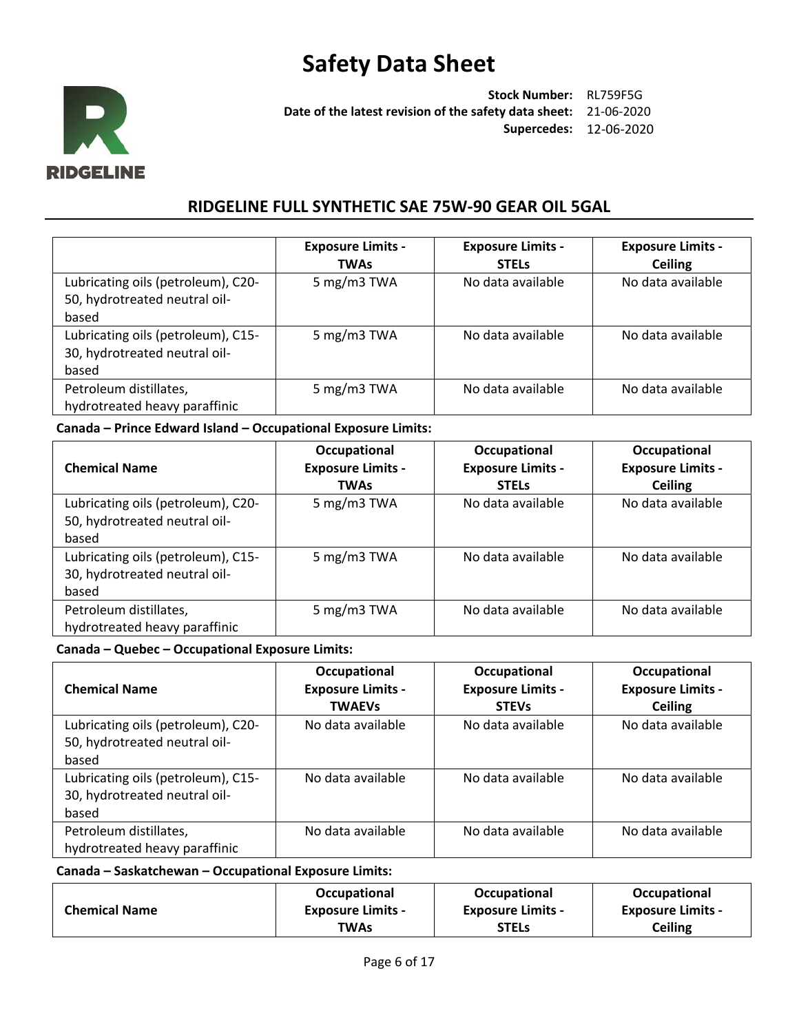| | Exposure Limits - TWAs | Exposure Limits - STELs | Exposure Limits - Ceiling |
|---|---|---|---|
| Lubricating oils (petroleum), C20-50, hydrotreated neutral oil-based | 5 mg/m3 TWA | No data available | No data available |
| Lubricating oils (petroleum), C15-30, hydrotreated neutral oil-based | 5 mg/m3 TWA | No data available | No data available |
| Petroleum distillates, hydrotreated heavy paraffinic | 5 mg/m3 TWA | No data available | No data available |

**Canada – Prince Edward Island – Occupational Exposure Limits:**

| Chemical Name | Occupational Exposure Limits - TWAs | Occupational Exposure Limits - STELs | Occupational Exposure Limits - Ceiling |
|---|---|---|---|
| Lubricating oils (petroleum), C20-50, hydrotreated neutral oil-based | 5 mg/m3 TWA | No data available | No data available |
| Lubricating oils (petroleum), C15-30, hydrotreated neutral oil-based | 5 mg/m3 TWA | No data available | No data available |
| Petroleum distillates, hydrotreated heavy paraffinic | 5 mg/m3 TWA | No data available | No data available |

**Canada – Quebec – Occupational Exposure Limits:**

| Chemical Name | Occupational Exposure Limits - TWAEVs | Occupational Exposure Limits - STEVs | Occupational Exposure Limits - Ceiling |
|---|---|---|---|
| Lubricating oils (petroleum), C20-50, hydrotreated neutral oil-based | No data available | No data available | No data available |
| Lubricating oils (petroleum), C15-30, hydrotreated neutral oil-based | No data available | No data available | No data available |
| Petroleum distillates, hydrotreated heavy paraffinic | No data available | No data available | No data available |

**Canada – Saskatchewan – Occupational Exposure Limits:**

| Chemical Name | Occupational Exposure Limits - TWAs | Occupational Exposure Limits - STELs | Occupational Exposure Limits - Ceiling |
|---|---|---|---|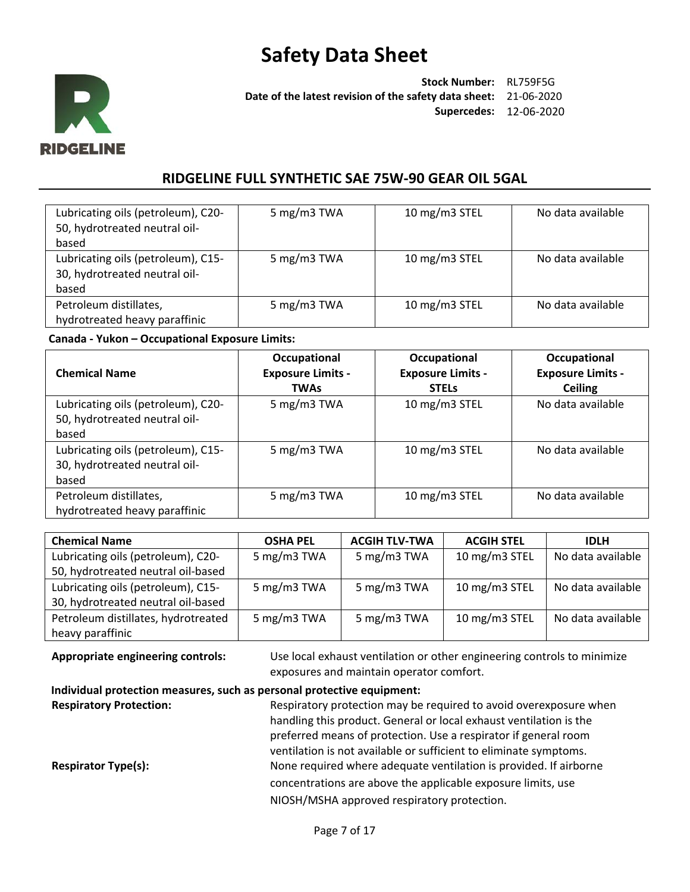| Lubricating oils (petroleum), C20-50, hydrotreated neutral oil-based | 5 mg/m3 TWA | 10 mg/m3 STEL | No data available |
|---|---|---|---|
| Lubricating oils (petroleum), C15-30, hydrotreated neutral oil-based | 5 mg/m3 TWA | 10 mg/m3 STEL | No data available |
| Petroleum distillates, hydrotreated heavy paraffinic | 5 mg/m3 TWA | 10 mg/m3 STEL | No data available |

**Canada - Yukon – Occupational Exposure Limits:**

| Chemical Name | Occupational Exposure Limits - TWAs | Occupational Exposure Limits - STELs | Occupational Exposure Limits - Ceiling |
|---|---|---|---|
| Lubricating oils (petroleum), C20-50, hydrotreated neutral oil-based | 5 mg/m3 TWA | 10 mg/m3 STEL | No data available |
| Lubricating oils (petroleum), C15-30, hydrotreated neutral oil-based | 5 mg/m3 TWA | 10 mg/m3 STEL | No data available |
| Petroleum distillates, hydrotreated heavy paraffinic | 5 mg/m3 TWA | 10 mg/m3 STEL | No data available |

| Chemical Name | OSHA PEL | ACGIH TLV-TWA | ACGIH STEL | IDLH |
|---|---|---|---|---|
| Lubricating oils (petroleum), C20-50, hydrotreated neutral oil-based | 5 mg/m3 TWA | 5 mg/m3 TWA | 10 mg/m3 STEL | No data available |
| Lubricating oils (petroleum), C15-30, hydrotreated neutral oil-based | 5 mg/m3 TWA | 5 mg/m3 TWA | 10 mg/m3 STEL | No data available |
| Petroleum distillates, hydrotreated heavy paraffinic | 5 mg/m3 TWA | 5 mg/m3 TWA | 10 mg/m3 STEL | No data available |

**Appropriate engineering controls:** Use local exhaust ventilation or other engineering controls to minimize exposures and maintain operator comfort.

**Individual protection measures, such as personal protective equipment:**

**Respiratory Protection:** Respiratory protection may be required to avoid overexposure when handling this product. General or local exhaust ventilation is the preferred means of protection. Use a respirator if general room ventilation is not available or sufficient to eliminate symptoms.

**Respirator Type(s):** None required where adequate ventilation is provided. If airborne concentrations are above the applicable exposure limits, use NIOSH/MSHA approved respiratory protection.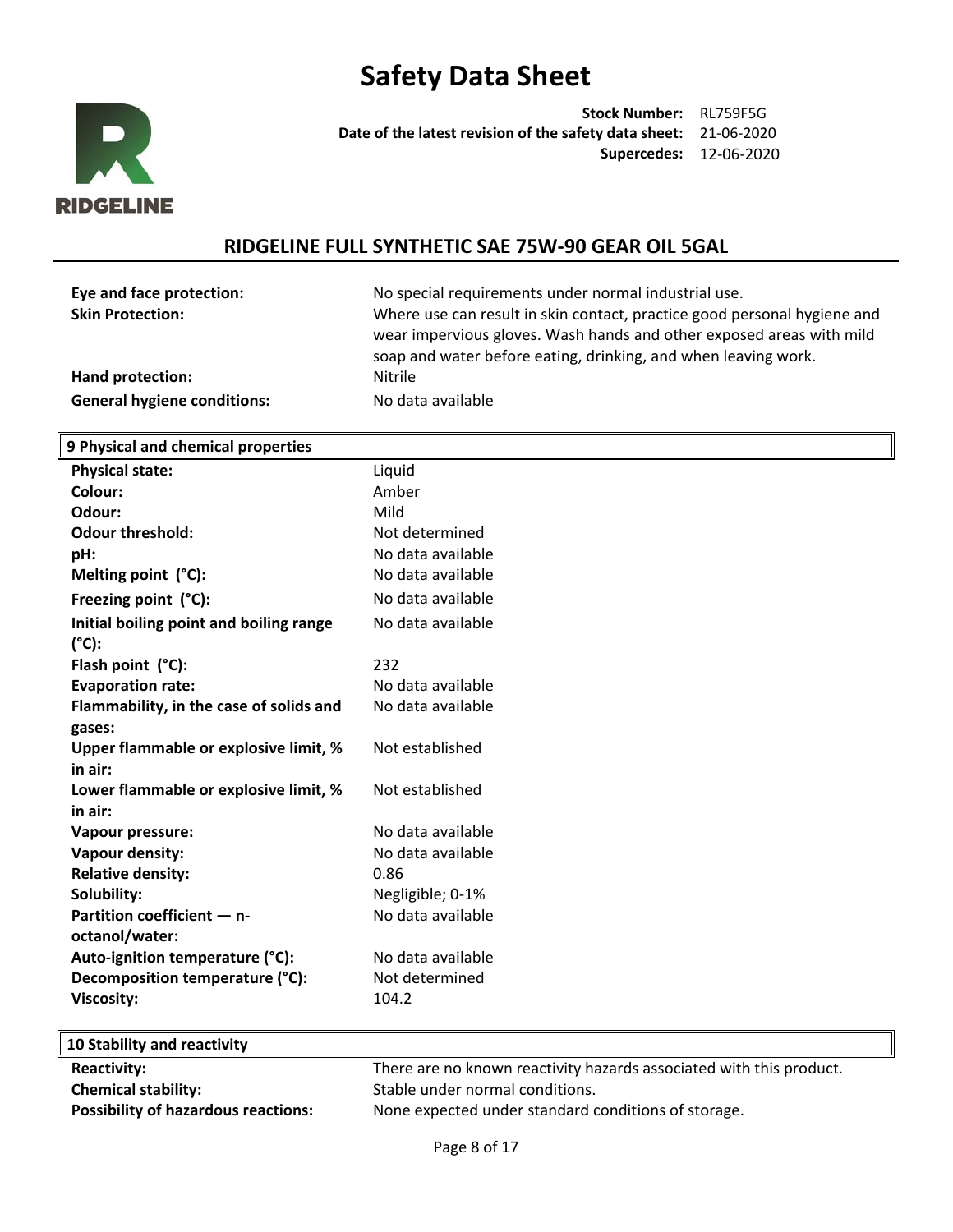| | |
|---|---|
| **Eye and face protection:** | No special requirements under normal industrial use. |
| **Skin Protection:** | Where use can result in skin contact, practice good personal hygiene and wear impervious gloves. Wash hands and other exposed areas with mild soap and water before eating, drinking, and when leaving work. |
| **Hand protection:** | Nitrile |
| **General hygiene conditions:** | No data available |

## 9 Physical and chemical properties

| | |
|---|---|
| **Physical state:** | Liquid |
| **Colour:** | Amber |
| **Odour:** | Mild |
| **Odour threshold:** | Not determined |
| **pH:** | No data available |
| **Melting point (°C):** | No data available |
| **Freezing point (°C):** | No data available |
| **Initial boiling point and boiling range (°C):** | No data available |
| **Flash point (°C):** | 232 |
| **Evaporation rate:** | No data available |
| **Flammability, in the case of solids and gases:** | No data available |
| **Upper flammable or explosive limit, % in air:** | Not established |
| **Lower flammable or explosive limit, % in air:** | Not established |
| **Vapour pressure:** | No data available |
| **Vapour density:** | No data available |
| **Relative density:** | 0.86 |
| **Solubility:** | Negligible; 0-1% |
| **Partition coefficient — n-octanol/water:** | No data available |
| **Auto-ignition temperature (°C):** | No data available |
| **Decomposition temperature (°C):** | Not determined |
| **Viscosity:** | 104.2 |

## 10 Stability and reactivity

| | |
|---|---|
| **Reactivity:** | There are no known reactivity hazards associated with this product. |
| **Chemical stability:** | Stable under normal conditions. |
| **Possibility of hazardous reactions:** | None expected under standard conditions of storage. |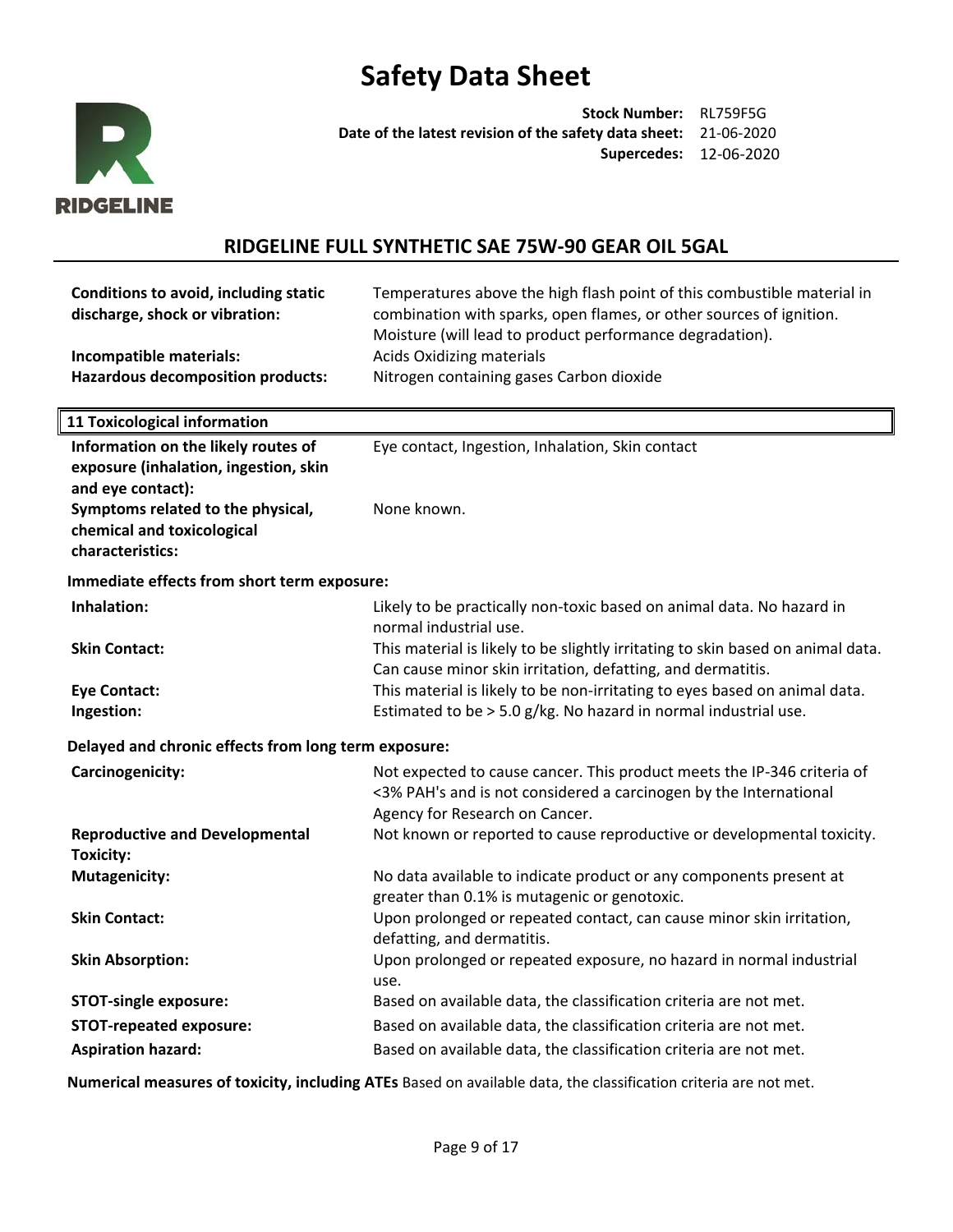| | |
|---|---|
| **Conditions to avoid, including static discharge, shock or vibration:** | Temperatures above the high flash point of this combustible material in combination with sparks, open flames, or other sources of ignition. Moisture (will lead to product performance degradation). |
| **Incompatible materials:** | Acids Oxidizing materials |
| **Hazardous decomposition products:** | Nitrogen containing gases Carbon dioxide |

## 11 Toxicological information

| | |
|---|---|
| **Information on the likely routes of exposure (inhalation, ingestion, skin and eye contact):** | Eye contact, Ingestion, Inhalation, Skin contact |
| **Symptoms related to the physical, chemical and toxicological characteristics:** | None known. |

**Immediate effects from short term exposure:**

| | |
|---|---|
| **Inhalation:** | Likely to be practically non-toxic based on animal data. No hazard in normal industrial use. |
| **Skin Contact:** | This material is likely to be slightly irritating to skin based on animal data. Can cause minor skin irritation, defatting, and dermatitis. |
| **Eye Contact:** | This material is likely to be non-irritating to eyes based on animal data. |
| **Ingestion:** | Estimated to be > 5.0 g/kg. No hazard in normal industrial use. |

**Delayed and chronic effects from long term exposure:**

| | |
|---|---|
| **Carcinogenicity:** | Not expected to cause cancer. This product meets the IP-346 criteria of <3% PAH's and is not considered a carcinogen by the International Agency for Research on Cancer. |
| **Reproductive and Developmental Toxicity:** | Not known or reported to cause reproductive or developmental toxicity. |
| **Mutagenicity:** | No data available to indicate product or any components present at greater than 0.1% is mutagenic or genotoxic. |
| **Skin Contact:** | Upon prolonged or repeated contact, can cause minor skin irritation, defatting, and dermatitis. |
| **Skin Absorption:** | Upon prolonged or repeated exposure, no hazard in normal industrial use. |
| **STOT-single exposure:** | Based on available data, the classification criteria are not met. |
| **STOT-repeated exposure:** | Based on available data, the classification criteria are not met. |
| **Aspiration hazard:** | Based on available data, the classification criteria are not met. |

**Numerical measures of toxicity, including ATEs** Based on available data, the classification criteria are not met.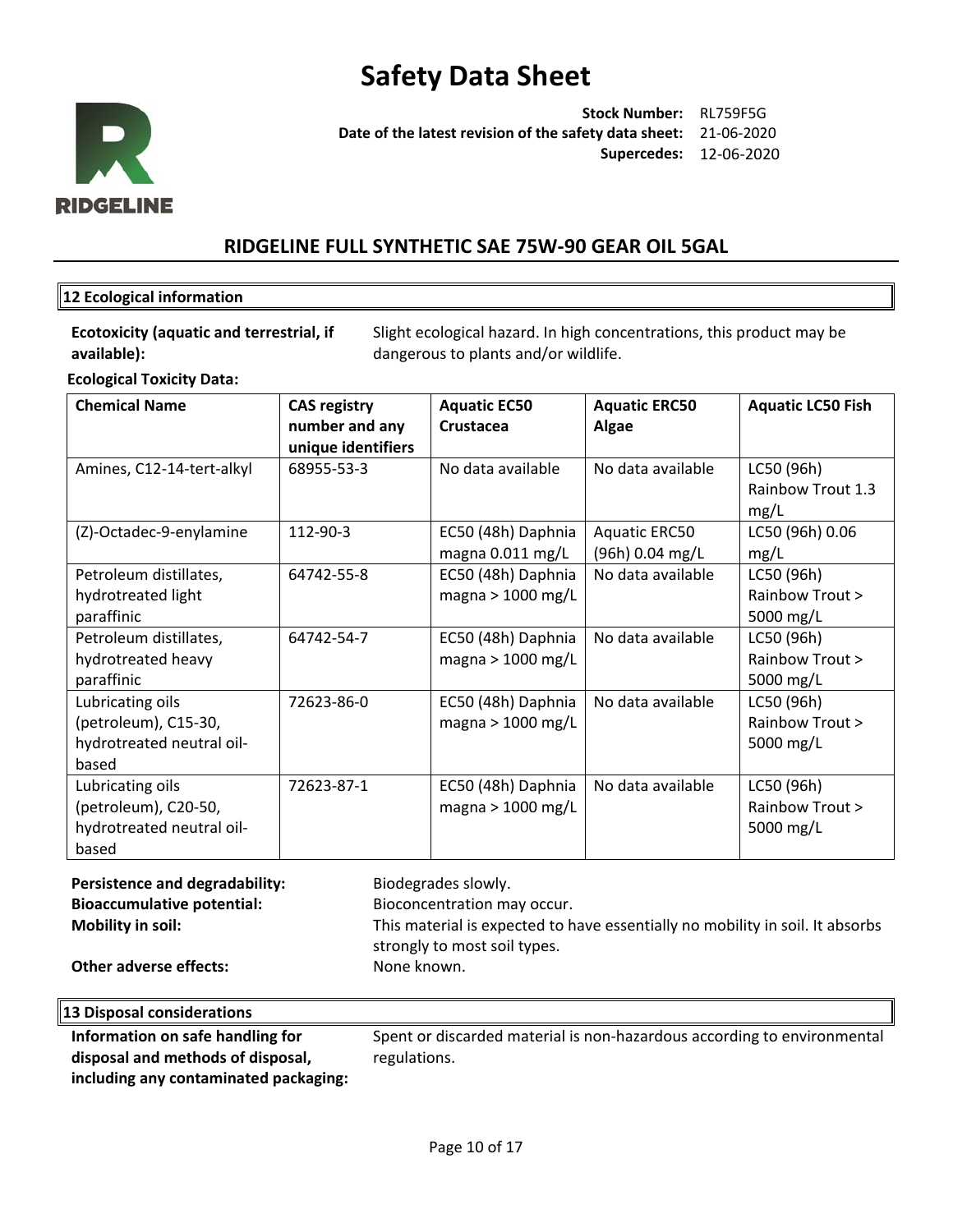# Safety Data Sheet

**Stock Number:** RL759F5G
**Date of the latest revision of the safety data sheet:** 21-06-2020
**Supercedes:** 12-06-2020

## RIDGELINE FULL SYNTHETIC SAE 75W-90 GEAR OIL 5GAL

### 12 Ecological information

**Ecotoxicity (aquatic and terrestrial, if available):** Slight ecological hazard. In high concentrations, this product may be dangerous to plants and/or wildlife.

**Ecological Toxicity Data:**

| Chemical Name | CAS registry number and any unique identifiers | Aquatic EC50 Crustacea | Aquatic ERC50 Algae | Aquatic LC50 Fish |
|---|---|---|---|---|
| Amines, C12-14-tert-alkyl | 68955-53-3 | No data available | No data available | LC50 (96h) Rainbow Trout 1.3 mg/L |
| (Z)-Octadec-9-enylamine | 112-90-3 | EC50 (48h) Daphnia magna 0.011 mg/L | Aquatic ERC50 (96h) 0.04 mg/L | LC50 (96h) 0.06 mg/L |
| Petroleum distillates, hydrotreated light paraffinic | 64742-55-8 | EC50 (48h) Daphnia magna > 1000 mg/L | No data available | LC50 (96h) Rainbow Trout > 5000 mg/L |
| Petroleum distillates, hydrotreated heavy paraffinic | 64742-54-7 | EC50 (48h) Daphnia magna > 1000 mg/L | No data available | LC50 (96h) Rainbow Trout > 5000 mg/L |
| Lubricating oils (petroleum), C15-30, hydrotreated neutral oil-based | 72623-86-0 | EC50 (48h) Daphnia magna > 1000 mg/L | No data available | LC50 (96h) Rainbow Trout > 5000 mg/L |
| Lubricating oils (petroleum), C20-50, hydrotreated neutral oil-based | 72623-87-1 | EC50 (48h) Daphnia magna > 1000 mg/L | No data available | LC50 (96h) Rainbow Trout > 5000 mg/L |

**Persistence and degradability:** Biodegrades slowly.

**Bioaccumulative potential:** Bioconcentration may occur.

**Mobility in soil:** This material is expected to have essentially no mobility in soil. It absorbs strongly to most soil types.

**Other adverse effects:** None known.

### 13 Disposal considerations

**Information on safe handling for disposal and methods of disposal, including any contaminated packaging:** Spent or discarded material is non-hazardous according to environmental regulations.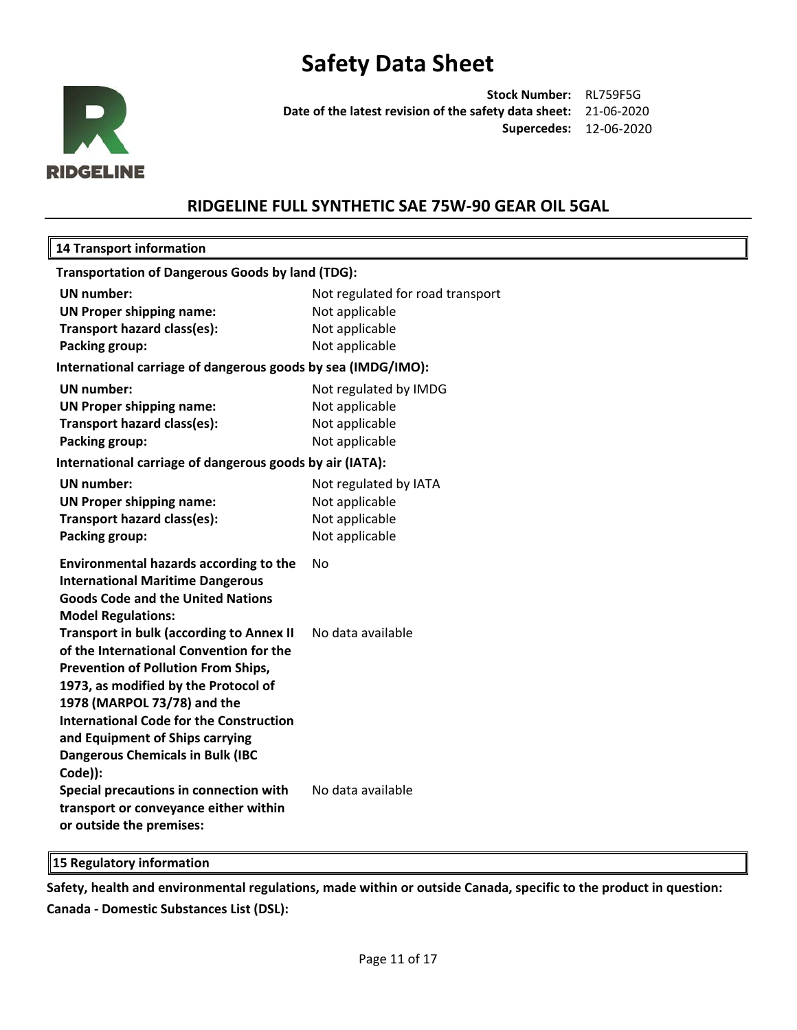# Safety Data Sheet

**Stock Number:** RL759F5G
**Date of the latest revision of the safety data sheet:** 21-06-2020
**Supercedes:** 12-06-2020

## RIDGELINE FULL SYNTHETIC SAE 75W-90 GEAR OIL 5GAL

## 14 Transport information

**Transportation of Dangerous Goods by land (TDG):**

| | |
|---|---|
| **UN number:** | Not regulated for road transport |
| **UN Proper shipping name:** | Not applicable |
| **Transport hazard class(es):** | Not applicable |
| **Packing group:** | Not applicable |

**International carriage of dangerous goods by sea (IMDG/IMO):**

| | |
|---|---|
| **UN number:** | Not regulated by IMDG |
| **UN Proper shipping name:** | Not applicable |
| **Transport hazard class(es):** | Not applicable |
| **Packing group:** | Not applicable |

**International carriage of dangerous goods by air (IATA):**

| | |
|---|---|
| **UN number:** | Not regulated by IATA |
| **UN Proper shipping name:** | Not applicable |
| **Transport hazard class(es):** | Not applicable |
| **Packing group:** | Not applicable |

| | |
|---|---|
| **Environmental hazards according to the International Maritime Dangerous Goods Code and the United Nations Model Regulations:** | No |
| **Transport in bulk (according to Annex II of the International Convention for the Prevention of Pollution From Ships, 1973, as modified by the Protocol of 1978 (MARPOL 73/78) and the International Code for the Construction and Equipment of Ships carrying Dangerous Chemicals in Bulk (IBC Code)):** | No data available |
| **Special precautions in connection with transport or conveyance either within or outside the premises:** | No data available |

## 15 Regulatory information

**Safety, health and environmental regulations, made within or outside Canada, specific to the product in question:**

**Canada - Domestic Substances List (DSL):**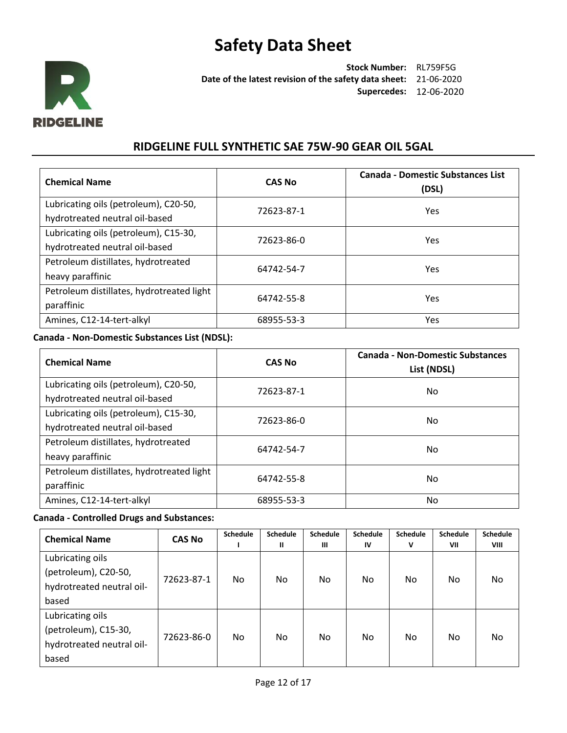# Safety Data Sheet

**Stock Number:** RL759F5G
**Date of the latest revision of the safety data sheet:** 21-06-2020
**Supercedes:** 12-06-2020

## RIDGELINE FULL SYNTHETIC SAE 75W-90 GEAR OIL 5GAL

| Chemical Name | CAS No | Canada - Domestic Substances List (DSL) |
|---|---|---|
| Lubricating oils (petroleum), C20-50, hydrotreated neutral oil-based | 72623-87-1 | Yes |
| Lubricating oils (petroleum), C15-30, hydrotreated neutral oil-based | 72623-86-0 | Yes |
| Petroleum distillates, hydrotreated heavy paraffinic | 64742-54-7 | Yes |
| Petroleum distillates, hydrotreated light paraffinic | 64742-55-8 | Yes |
| Amines, C12-14-tert-alkyl | 68955-53-3 | Yes |

**Canada - Non-Domestic Substances List (NDSL):**

| Chemical Name | CAS No | Canada - Non-Domestic Substances List (NDSL) |
|---|---|---|
| Lubricating oils (petroleum), C20-50, hydrotreated neutral oil-based | 72623-87-1 | No |
| Lubricating oils (petroleum), C15-30, hydrotreated neutral oil-based | 72623-86-0 | No |
| Petroleum distillates, hydrotreated heavy paraffinic | 64742-54-7 | No |
| Petroleum distillates, hydrotreated light paraffinic | 64742-55-8 | No |
| Amines, C12-14-tert-alkyl | 68955-53-3 | No |

**Canada - Controlled Drugs and Substances:**

| Chemical Name | CAS No | Schedule I | Schedule II | Schedule III | Schedule IV | Schedule V | Schedule VII | Schedule VIII |
|---|---|---|---|---|---|---|---|---|
| Lubricating oils (petroleum), C20-50, hydrotreated neutral oil-based | 72623-87-1 | No | No | No | No | No | No | No |
| Lubricating oils (petroleum), C15-30, hydrotreated neutral oil-based | 72623-86-0 | No | No | No | No | No | No | No |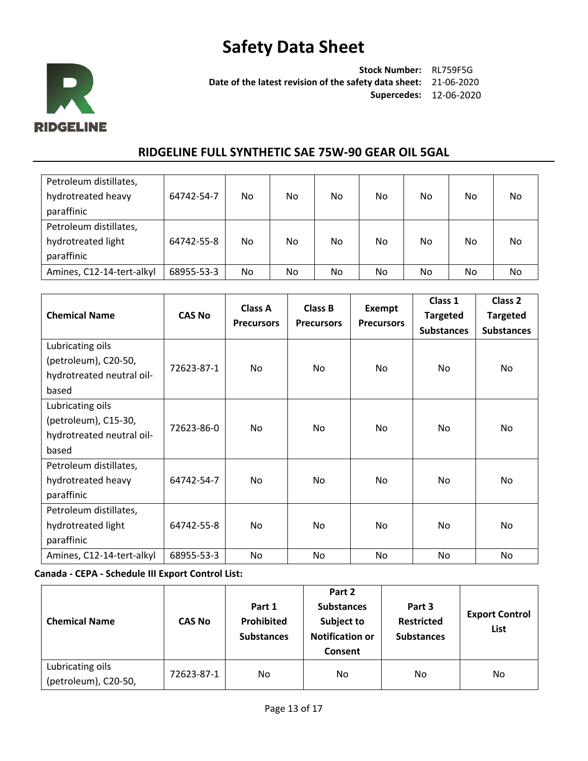| Petroleum distillates, hydrotreated heavy paraffinic | 64742-54-7 | No | No | No | No | No | No | No |
|---|---|---|---|---|---|---|---|---|
| Petroleum distillates, hydrotreated light paraffinic | 64742-55-8 | No | No | No | No | No | No | No |
| Amines, C12-14-tert-alkyl | 68955-53-3 | No | No | No | No | No | No | No |

| Chemical Name | CAS No | Class A Precursors | Class B Precursors | Exempt Precursors | Class 1 Targeted Substances | Class 2 Targeted Substances |
|---|---|---|---|---|---|---|
| Lubricating oils (petroleum), C20-50, hydrotreated neutral oil-based | 72623-87-1 | No | No | No | No | No |
| Lubricating oils (petroleum), C15-30, hydrotreated neutral oil-based | 72623-86-0 | No | No | No | No | No |
| Petroleum distillates, hydrotreated heavy paraffinic | 64742-54-7 | No | No | No | No | No |
| Petroleum distillates, hydrotreated light paraffinic | 64742-55-8 | No | No | No | No | No |
| Amines, C12-14-tert-alkyl | 68955-53-3 | No | No | No | No | No |

**Canada - CEPA - Schedule III Export Control List:**

| Chemical Name | CAS No | Part 1 Prohibited Substances | Part 2 Substances Subject to Notification or Consent | Part 3 Restricted Substances | Export Control List |
|---|---|---|---|---|---|
| Lubricating oils (petroleum), C20-50, | 72623-87-1 | No | No | No | No |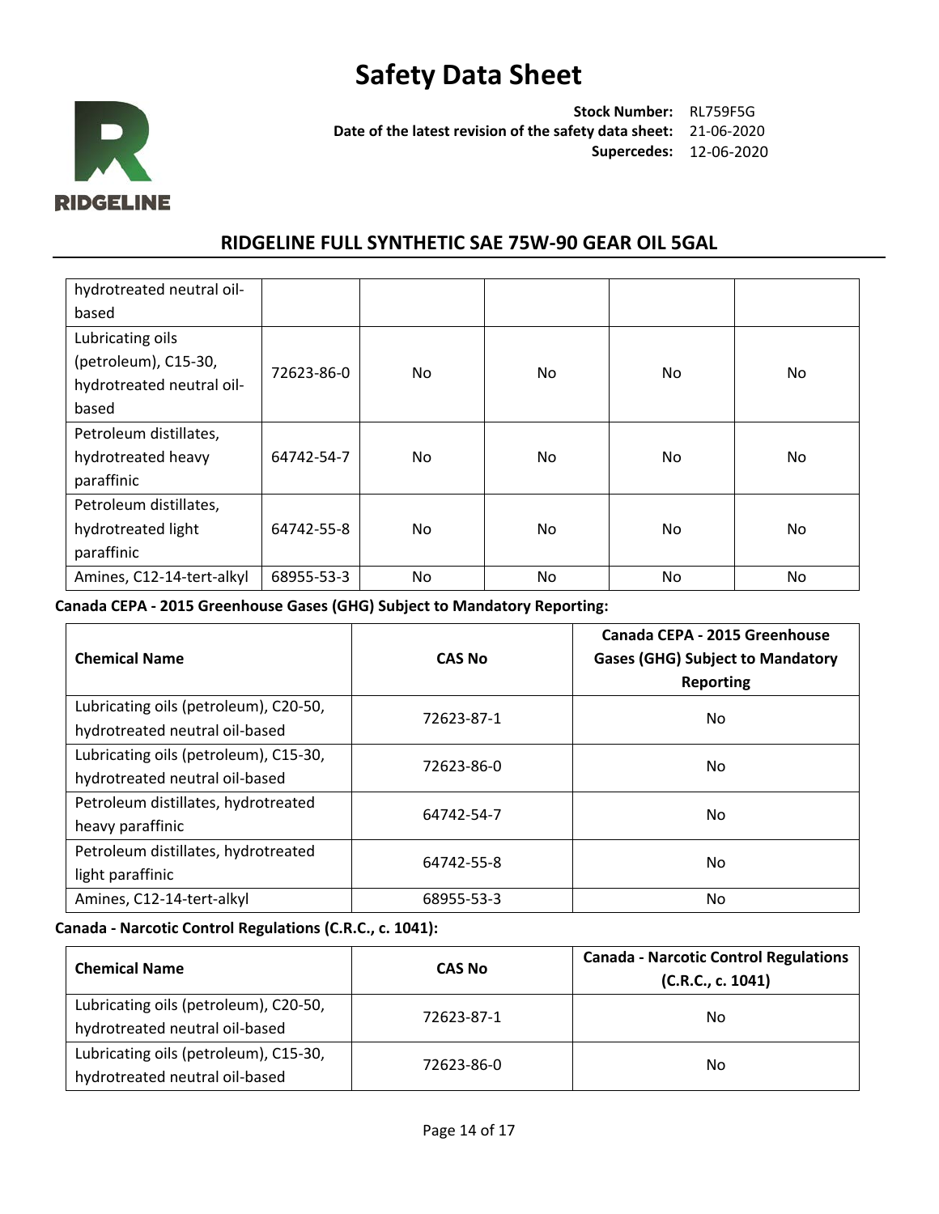| | | | | | |
|---|---|---|---|---|---|
| hydrotreated neutral oil-based | | | | | |
| Lubricating oils (petroleum), C15-30, hydrotreated neutral oil-based | 72623-86-0 | No | No | No | No |
| Petroleum distillates, hydrotreated heavy paraffinic | 64742-54-7 | No | No | No | No |
| Petroleum distillates, hydrotreated light paraffinic | 64742-55-8 | No | No | No | No |
| Amines, C12-14-tert-alkyl | 68955-53-3 | No | No | No | No |

**Canada CEPA - 2015 Greenhouse Gases (GHG) Subject to Mandatory Reporting:**

| Chemical Name | CAS No | Canada CEPA - 2015 Greenhouse Gases (GHG) Subject to Mandatory Reporting |
|---|---|---|
| Lubricating oils (petroleum), C20-50, hydrotreated neutral oil-based | 72623-87-1 | No |
| Lubricating oils (petroleum), C15-30, hydrotreated neutral oil-based | 72623-86-0 | No |
| Petroleum distillates, hydrotreated heavy paraffinic | 64742-54-7 | No |
| Petroleum distillates, hydrotreated light paraffinic | 64742-55-8 | No |
| Amines, C12-14-tert-alkyl | 68955-53-3 | No |

**Canada - Narcotic Control Regulations (C.R.C., c. 1041):**

| Chemical Name | CAS No | Canada - Narcotic Control Regulations (C.R.C., c. 1041) |
|---|---|---|
| Lubricating oils (petroleum), C20-50, hydrotreated neutral oil-based | 72623-87-1 | No |
| Lubricating oils (petroleum), C15-30, hydrotreated neutral oil-based | 72623-86-0 | No |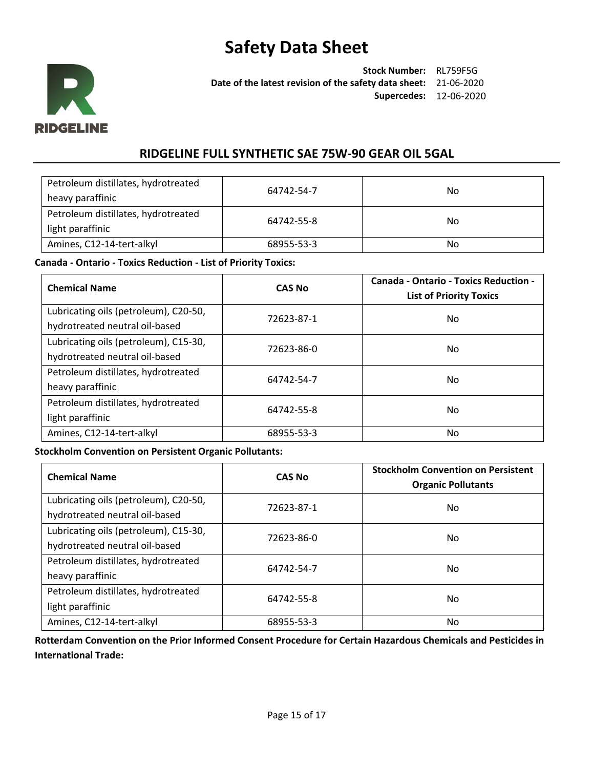| Petroleum distillates, hydrotreated heavy paraffinic | 64742-54-7 | No |
|---|---|---|
| Petroleum distillates, hydrotreated light paraffinic | 64742-55-8 | No |
| Amines, C12-14-tert-alkyl | 68955-53-3 | No |

**Canada - Ontario - Toxics Reduction - List of Priority Toxics:**

| Chemical Name | CAS No | Canada - Ontario - Toxics Reduction - List of Priority Toxics |
|---|---|---|
| Lubricating oils (petroleum), C20-50, hydrotreated neutral oil-based | 72623-87-1 | No |
| Lubricating oils (petroleum), C15-30, hydrotreated neutral oil-based | 72623-86-0 | No |
| Petroleum distillates, hydrotreated heavy paraffinic | 64742-54-7 | No |
| Petroleum distillates, hydrotreated light paraffinic | 64742-55-8 | No |
| Amines, C12-14-tert-alkyl | 68955-53-3 | No |

**Stockholm Convention on Persistent Organic Pollutants:**

| Chemical Name | CAS No | Stockholm Convention on Persistent Organic Pollutants |
|---|---|---|
| Lubricating oils (petroleum), C20-50, hydrotreated neutral oil-based | 72623-87-1 | No |
| Lubricating oils (petroleum), C15-30, hydrotreated neutral oil-based | 72623-86-0 | No |
| Petroleum distillates, hydrotreated heavy paraffinic | 64742-54-7 | No |
| Petroleum distillates, hydrotreated light paraffinic | 64742-55-8 | No |
| Amines, C12-14-tert-alkyl | 68955-53-3 | No |

**Rotterdam Convention on the Prior Informed Consent Procedure for Certain Hazardous Chemicals and Pesticides in International Trade:**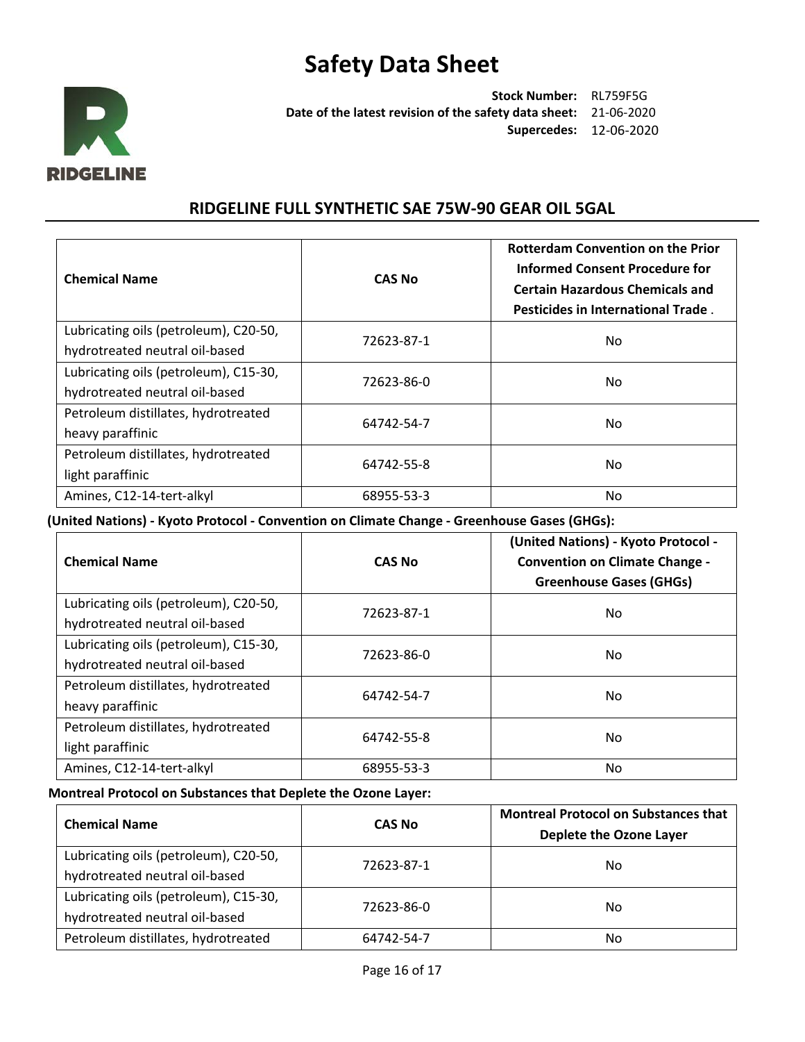| Chemical Name | CAS No | Rotterdam Convention on the Prior Informed Consent Procedure for Certain Hazardous Chemicals and Pesticides in International Trade . |
|---|---|---|
| Lubricating oils (petroleum), C20-50, hydrotreated neutral oil-based | 72623-87-1 | No |
| Lubricating oils (petroleum), C15-30, hydrotreated neutral oil-based | 72623-86-0 | No |
| Petroleum distillates, hydrotreated heavy paraffinic | 64742-54-7 | No |
| Petroleum distillates, hydrotreated light paraffinic | 64742-55-8 | No |
| Amines, C12-14-tert-alkyl | 68955-53-3 | No |

**(United Nations) - Kyoto Protocol - Convention on Climate Change - Greenhouse Gases (GHGs):**

| Chemical Name | CAS No | (United Nations) - Kyoto Protocol - Convention on Climate Change - Greenhouse Gases (GHGs) |
|---|---|---|
| Lubricating oils (petroleum), C20-50, hydrotreated neutral oil-based | 72623-87-1 | No |
| Lubricating oils (petroleum), C15-30, hydrotreated neutral oil-based | 72623-86-0 | No |
| Petroleum distillates, hydrotreated heavy paraffinic | 64742-54-7 | No |
| Petroleum distillates, hydrotreated light paraffinic | 64742-55-8 | No |
| Amines, C12-14-tert-alkyl | 68955-53-3 | No |

**Montreal Protocol on Substances that Deplete the Ozone Layer:**

| Chemical Name | CAS No | Montreal Protocol on Substances that Deplete the Ozone Layer |
|---|---|---|
| Lubricating oils (petroleum), C20-50, hydrotreated neutral oil-based | 72623-87-1 | No |
| Lubricating oils (petroleum), C15-30, hydrotreated neutral oil-based | 72623-86-0 | No |
| Petroleum distillates, hydrotreated | 64742-54-7 | No |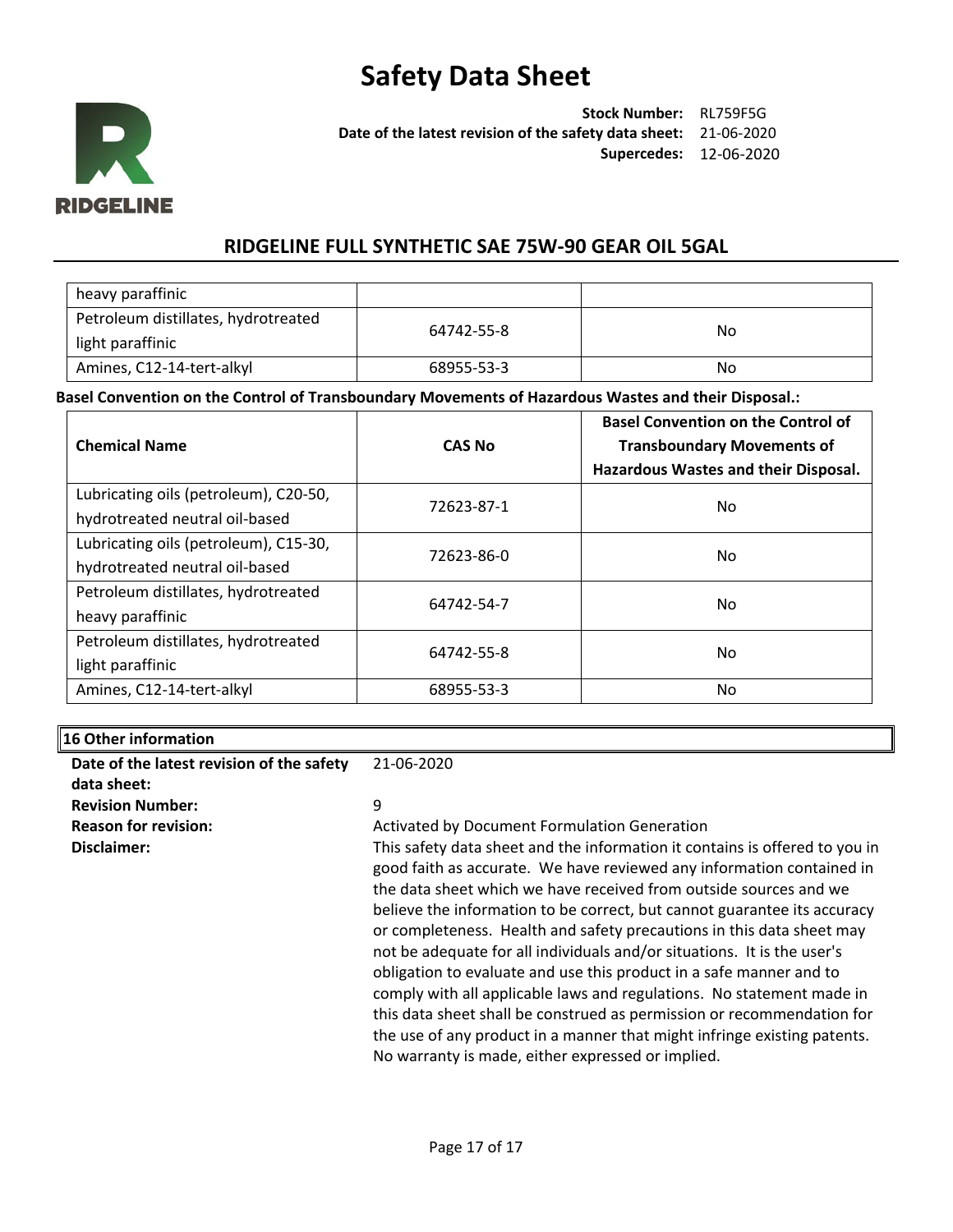| | | |
|---|---|---|
| heavy paraffinic | | |
| Petroleum distillates, hydrotreated light paraffinic | 64742-55-8 | No |
| Amines, C12-14-tert-alkyl | 68955-53-3 | No |

**Basel Convention on the Control of Transboundary Movements of Hazardous Wastes and their Disposal.:**

| Chemical Name | CAS No | Basel Convention on the Control of Transboundary Movements of Hazardous Wastes and their Disposal. |
|---|---|---|
| Lubricating oils (petroleum), C20-50, hydrotreated neutral oil-based | 72623-87-1 | No |
| Lubricating oils (petroleum), C15-30, hydrotreated neutral oil-based | 72623-86-0 | No |
| Petroleum distillates, hydrotreated heavy paraffinic | 64742-54-7 | No |
| Petroleum distillates, hydrotreated light paraffinic | 64742-55-8 | No |
| Amines, C12-14-tert-alkyl | 68955-53-3 | No |

## 16 Other information

**Date of the latest revision of the safety data sheet:** 21-06-2020

**Revision Number:** 9

**Reason for revision:** Activated by Document Formulation Generation

**Disclaimer:** This safety data sheet and the information it contains is offered to you in good faith as accurate. We have reviewed any information contained in the data sheet which we have received from outside sources and we believe the information to be correct, but cannot guarantee its accuracy or completeness. Health and safety precautions in this data sheet may not be adequate for all individuals and/or situations. It is the user's obligation to evaluate and use this product in a safe manner and to comply with all applicable laws and regulations. No statement made in this data sheet shall be construed as permission or recommendation for the use of any product in a manner that might infringe existing patents. No warranty is made, either expressed or implied.